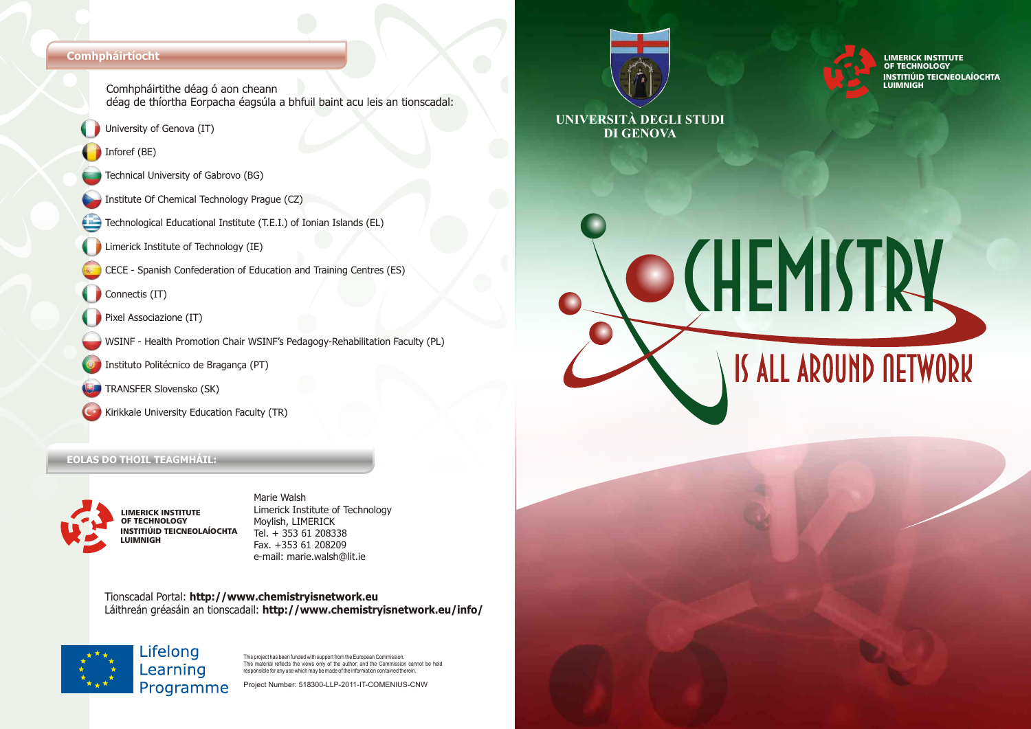## Comhpháirtíocht

Comhpháirtithe déag ó aon cheann déag de thíortha Eorpacha éagsúla a bhfuil baint acu leis an tionscadal:

- University of Genova (IT)
- Inforef (BE)
- Technical University of Gabrovo (BG)
- Institute Of Chemical Technology Prague (CZ)
- Technological Educational Institute (T.E.I.) of Ionian Islands (EL)
- Limerick Institute of Technology (IE)
- CECE - Spanish Confederation of Education and Training Centres (ES)
- Connectis (IT)
- Pixel Associazione (IT)
- WSINF - Health Promotion Chair WSINF's Pedagogy-Rehabilitation Faculty (PL)
- Instituto Politécnico de Bragança (PT)
- TRANSFER Slovensko (SK)
- Kirikkale University Education Faculty (TR)

## EOLAS DO THOIL TEAGMHÁIL:

LIMERICK INSTITUTE OF TECHNOLOGY
INSTITIÚID TEICNEOLAÍOCHTA LUIMNIGH

Marie Walsh
Limerick Institute of Technology
Moylish, LIMERICK
Tel. + 353 61 208338
Fax. +353 61 208209
e-mail: marie.walsh@lit.ie

Tionscadal Portal: **http://www.chemistryisnetwork.eu**
Láithreán gréasáin an tionscadail: **http://www.chemistryisnetwork.eu/info/**

Lifelong Learning Programme

This project has been funded with support from the European Commission. This material reflects the views only of the author, and the Commission cannot be held responsible for any use which may be made of the information contained therein.

Project Number: 518300-LLP-2011-IT-COMENIUS-CNW

UNIVERSITÀ DEGLI STUDI DI GENOVA

LIMERICK INSTITUTE OF TECHNOLOGY
INSTITIÚID TEICNEOLAÍOCHTA LUIMNIGH

# CHEMISTRY
## IS ALL AROUND NETWORK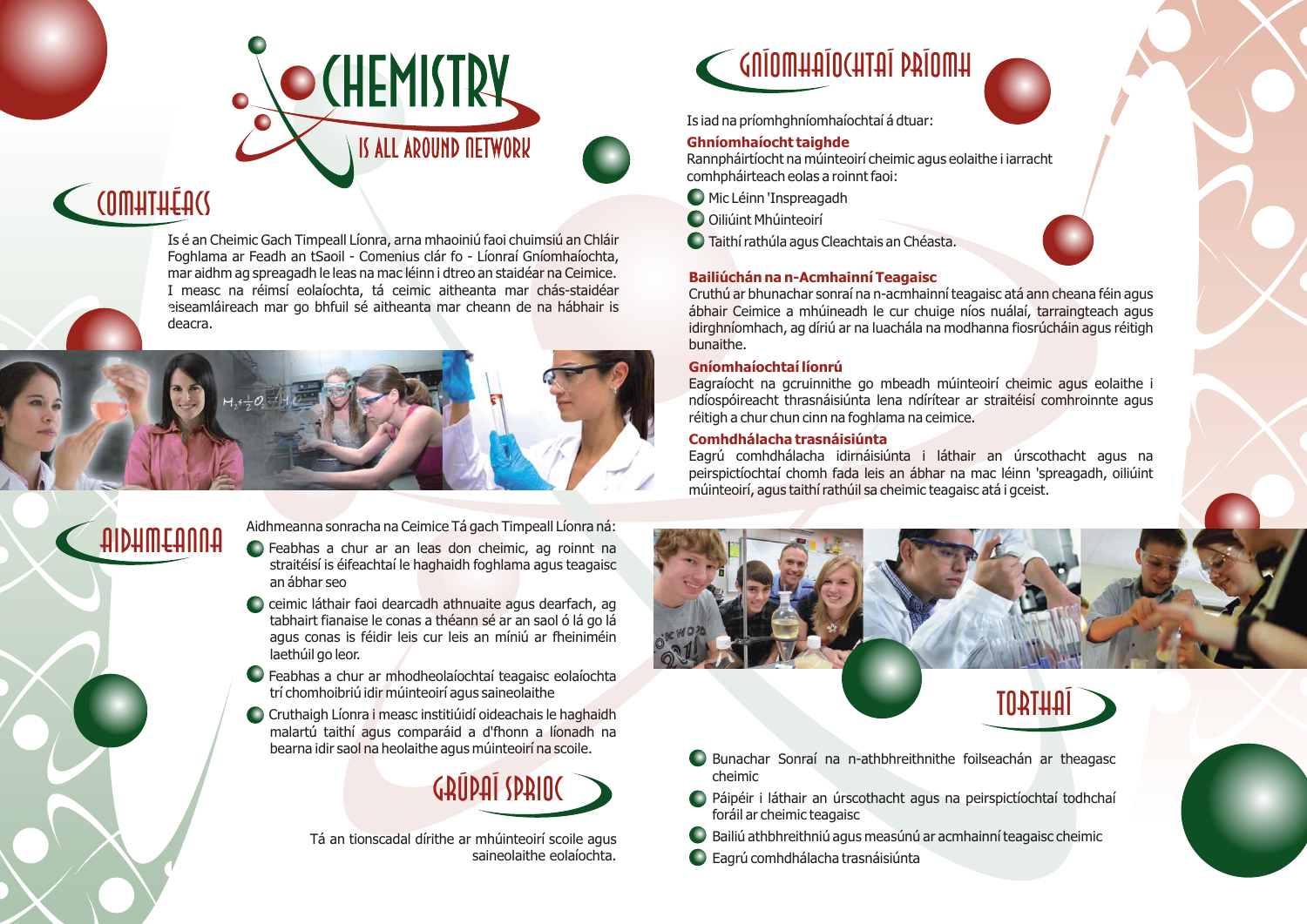# CHEMISTRY IS ALL AROUND NETWORK

## COMHTHÉACS

Is é an Cheimic Gach Timpeall Líonra, arna mhaoiniú faoi chuimsiú an Chláir Foghlama ar Feadh an tSaoil - Comenius clár fo - Líonraí Gníomhaíochta, mar aidhm ag spreagadh le leas na mac léinn i dtreo an staidéar na Ceimice. I measc na réimsí eolaíochta, tá ceimic aitheanta mar chás-staidéar eiseamláireach mar go bhfuil sé aitheanta mar cheann de na hábhair is deacra.

## AIDHMEANNA

Aidhmeanna sonracha na Ceimice Tá gach Timpeall Líonra ná:

- Feabhas a chur ar an leas don cheimic, ag roinnt na straitéisí is éifeachtaí le haghaidh foghlama agus teagaisc an ábhar seo
- ceimic láthair faoi dearcadh athnuaite agus dearfach, ag tabhairt fianaise le conas a théann sé ar an saol ó lá go lá agus conas is féidir leis cur leis an míniú ar fheiniméin laethúil go leor.
- Feabhas a chur ar mhodheolaíochtaí teagaisc eolaíochta trí chomhoibriú idir múinteoirí agus saineolaithe
- Cruthaigh Líonra i measc institiúidí oideachais le haghaidh malartú taithí agus comparáid a d'fhonn a líonadh na bearna idir saol na heolaithe agus múinteoirí na scoile.

## GRÚPAÍ SPRIOC

Tá an tionscadal dírithe ar mhúinteoirí scoile agus saineolaithe eolaíochta.

## GNÍOMHAÍOCHTAÍ PRÍOMH

Is iad na príomhghníomhaíochtaí á dtuar:

**Ghníomhaíocht taighde**

Rannpháirtíocht na múinteoirí cheimic agus eolaithe i iarracht comhpháirteach eolas a roinnt faoi:

- Mic Léinn 'Inspreagadh
- Oiliúint Mhúinteoirí
- Taithí rathúla agus Cleachtais an Chéasta.

**Bailiúchán na n-Acmhainní Teagaisc**

Cruthú ar bhunachar sonraí na n-acmhainní teagaisc atá ann cheana féin agus ábhair Ceimice a mhúineadh le cur chuige níos nuálaí, tarraingteach agus idirghníomhach, ag díriú ar na luachála na modhanna fiosrúcháin agus réitigh bunaithe.

**Gníomhaíochtaí líonrú**

Eagraíocht na gcruinnithe go mbeadh múinteoirí cheimic agus eolaithe i ndíospóireacht thrasnáisiúnta lena ndírítear ar straitéisí comhroinnte agus réitigh a chur chun cinn na foghlama na ceimice.

**Comhdhálacha trasnáisiúnta**

Eagrú comhdhálacha idirnáisiúnta i láthair an úrscothacht agus na peirspictíochtaí chomh fada leis an ábhar na mac léinn 'spreagadh, oiliúint múinteoirí, agus taithí rathúil sa cheimic teagaisc atá i gceist.

## TORTHAÍ

- Bunachar Sonraí na n-athbhreithnithe foilseachán ar theagasc cheimic
- Páipéir i láthair an úrscothacht agus na peirspictíochtaí todhchaí foráil ar cheimic teagaisc
- Bailiú athbhreithniú agus measúnú ar acmhainní teagaisc cheimic
- Eagrú comhdhálacha trasnáisiúnta